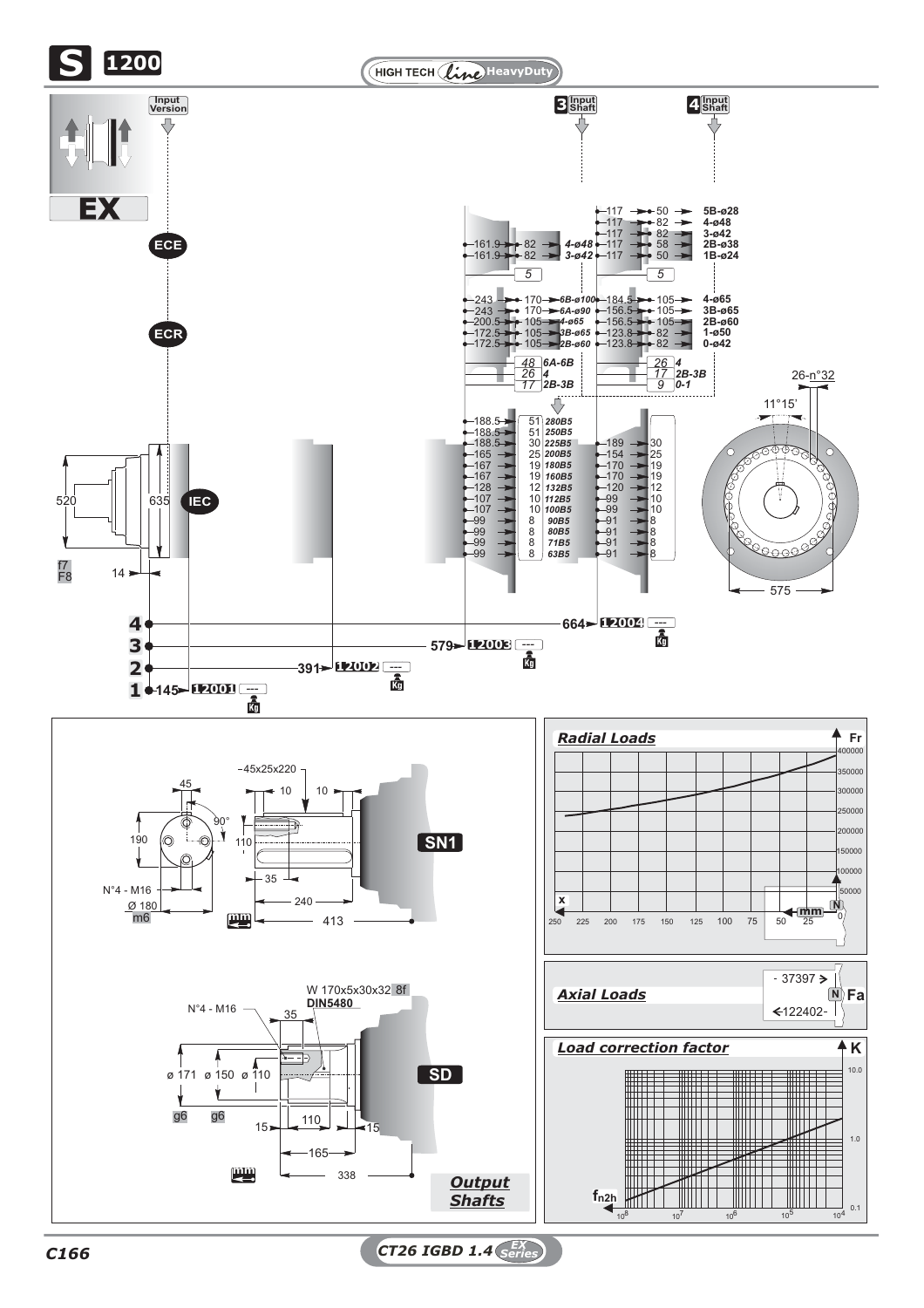# S 1200

HIGH TECH *Line* HeavyDuty

**EX**

Input Version: ECE, ECR, IEC

## Input Shaft 3

| Dim. | Dim. | Shaft |
|---|---|---|
| 161.9 | 82 | 4-ø48 |
| 161.9 | 82 | 3-ø42 |

5

| Dim. | Dim. | Shaft |
|---|---|---|
| 243 | 170 | 6B-ø100 |
| 243 | 170 | 6A-ø90 |
| 200.5 | 105 | 4-ø65 |
| 172.5 | 105 | 3B-ø65 |
| 172.5 | 105 | 2B-ø60 |

| Kg | Version |
|---|---|
| 48 | 6A-6B |
| 26 | 4 |
| 17 | 2B-3B |

## Input Shaft 4

| Dim. | Dim. | Shaft |
|---|---|---|
| 117 | 50 | 5B-ø28 |
| 117 | 82 | 4-ø48 |
| 117 | 82 | 3-ø42 |
| 117 | 58 | 2B-ø38 |
| 117 | 50 | 1B-ø24 |

5

| Dim. | Dim. | Shaft |
|---|---|---|
| 184.5 | 105 | 4-ø65 |
| 156.5 | 105 | 3B-ø65 |
| 156.5 | 105 | 2B-ø60 |
| 123.8 | 82 | 1-ø50 |
| 123.8 | 82 | 0-ø42 |

| Kg | Version |
|---|---|
| 26 | 4 |
| 17 | 2B-3B |
| 9 | 0-1 |

## IEC

| Input 3 | Kg | IEC | Input 4 | Kg |
|---|---|---|---|---|
| 188.5 | 51 | 280B5 | | |
| 188.5 | 51 | 250B5 | | |
| 188.5 | 30 | 225B5 | 189 | 30 |
| 165 | 25 | 200B5 | 154 | 25 |
| 167 | 19 | 180B5 | 170 | 19 |
| 167 | 19 | 160B5 | 170 | 19 |
| 128 | 12 | 132B5 | 120 | 12 |
| 107 | 10 | 112B5 | 99 | 10 |
| 107 | 10 | 100B5 | 99 | 10 |
| 99 | 8 | 90B5 | 91 | 8 |
| 99 | 8 | 80B5 | 91 | 8 |
| 99 | 8 | 71B5 | 91 | 8 |
| 99 | 8 | 63B5 | 91 | 8 |

Flange: 520, 635, f7 / F8, 14; 26-n°32, 11°15', 575

| Version | Length | Code | Kg |
|---|---|---|---|
| 1 | 145 | 12001 | --- |
| 2 | 391 | 12002 | --- |
| 3 | 579 | 12003 | --- |
| 4 | 664 | 12004 | --- |

## Output Shafts

**SN1**: 45x25x220; 45; 90°; 10; 10; 190; 110; 35; N°4 - M16; Ø 180 m6; 240; 413 (mm)

**SD**: W 170x5x30x32 8f DIN5480; N°4 - M16; 35; ø 171 g6; ø 150 g6; ø 110; 110; 15; 15; 165; 338 (mm)

## Radial Loads

Fr (N): 50000 – 400000; x (mm): 250, 225, 200, 175, 150, 125, 100, 75, 50, 25, 0

## Axial Loads

Fa (N): -37397 > ; < 122402-

## Load correction factor

K: 0.1, 1.0, 10.0; $f_{n2h}$: $10^8$, $10^7$, $10^6$, $10^5$, $10^4$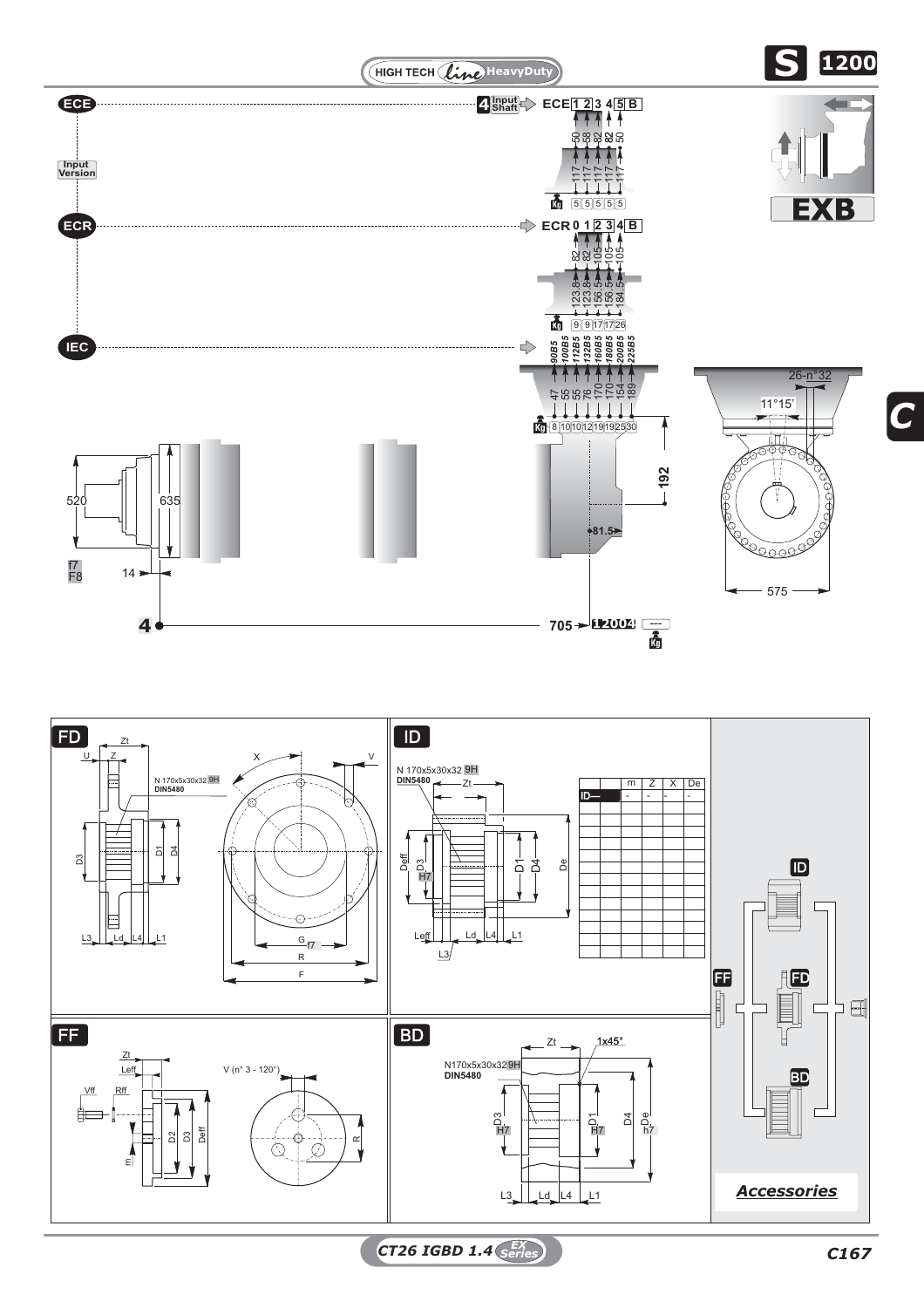HIGH TECH *Line* HeavyDuty

**S 1200**

**EXB**

## ECE

Input Version

4 Input Shaft ⇨ ECE 1 2 3 4 5 B

| ECE | 1 | 2 | 3 | 4 | 5 |
|---|---|---|---|---|---|
| | 50 | 58 | 82 | 82 | 50 |
| | 117 | 117 | 117 | 117 | 117 |
| Kg | 5 | 5 | 5 | 5 | 5 |

## ECR

ECR 0 1 2 3 4 B

| ECR | 0 | 1 | 2 | 3 | 4 |
|---|---|---|---|---|---|
| | 82 | 82 | 105 | 105 | 105 |
| | 123.8 | 123.8 | 156.5 | 156.5 | 184.5 |
| Kg | 9 | 9 | 17 | 17 | 26 |

## IEC

| IEC | 90B5 | 100B5 | 112B5 | 132B5 | 160B5 | 180B5 | 200B5 | 225B5 |
|---|---|---|---|---|---|---|---|---|
| | 47 | 55 | 55 | 76 | 170 | 170 | 154 | 189 |
| Kg | 8 | 10 | 10 | 12 | 19 | 19 | 25 | 30 |

520, 635, f7 F8, 14, 192, 81.5, 26-n°32, 11°15', 575

4 — 705 → 12004 ---

## FD

U, Z, Zt, N 170x5x30x32 9H DIN5480, D3, D1, D4, L3, Ld, L4, L1, X, V, G f7, R, F

## ID

N 170x5x30x32 9H DIN5480, Zt, Deff, D3 H7, D1, D4, De, Leff, Ld, L4, L1, L3

| | | m | Z | X | De |
|---|---|---|---|---|---|
| ID— | | - | - | - | - |

## FF

Zt, Leff, Vff, Rff, V (n° 3 - 120°), D2, D3, Deff, m, R

## BD

Zt, 1x45°, N170x5x30x32 9H DIN5480, D3 H7, D1 H7, D4, De h7, L3, Ld, L4, L1

ID, FF, FD, BD

***Accessories***

CT26 IGBD 1.4 EX Series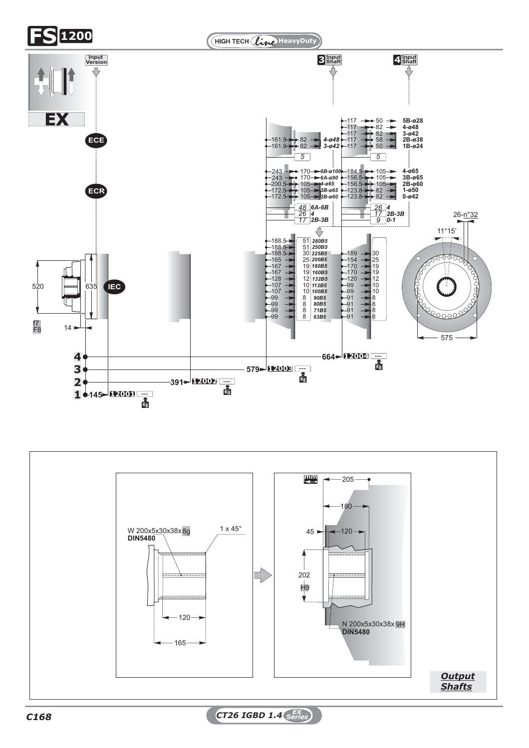# FS 1200

HIGH TECH *line* HeavyDuty

## EX

Input Version

3 Input Shaft

4 Input Shaft

ECE

ECR

IEC

| | | | |
|---|---|---|---|
| 161.9 | 82 | 4-ø48 | 117 |
| 161.9 | 82 | 3-ø42 | 117 |

| | | |
|---|---|---|
| 117 | 50 | 5B-ø28 |
| 117 | 82 | 4-ø48 |
| 117 | 82 | 3-ø42 |
| 117 | 58 | 2B-ø38 |
| 117 | 50 | 1B-ø24 |

5 &nbsp;&nbsp; 5

| | | |
|---|---|---|
| 243 | 170 | 6B-ø100 |
| 243 | 170 | 6A-ø90 |
| 200.5 | 105 | 4-ø65 |
| 172.5 | 105 | 3B-ø65 |
| 172.5 | 105 | 2B-ø60 |

| | | |
|---|---|---|
| 184.5 | 105 | 4-ø65 |
| 156.5 | 105 | 3B-ø65 |
| 156.5 | 105 | 2B-ø60 |
| 123.8 | 82 | 1-ø50 |
| 123.8 | 82 | 0-ø42 |

| | |
|---|---|
| 48 | 6A-6B |
| 26 | 4 |
| 17 | 2B-3B |

| | |
|---|---|
| 26 | 4 |
| 17 | 2B-3B |
| 9 | 0-1 |

| | | | | |
|---|---|---|---|---|
| 188.5 | 51 | 280B5 | | |
| 188.5 | 51 | 250B5 | | |
| 188.5 | 30 | 225B5 | 189 | 30 |
| 165 | 25 | 200B5 | 154 | 25 |
| 167 | 19 | 180B5 | 170 | 19 |
| 167 | 19 | 160B5 | 170 | 19 |
| 128 | 12 | 132B5 | 120 | 12 |
| 107 | 10 | 112B5 | 99 | 10 |
| 107 | 10 | 100B5 | 99 | 10 |
| 99 | 8 | 90B5 | 91 | 8 |
| 99 | 8 | 80B5 | 91 | 8 |
| 99 | 8 | 71B5 | 91 | 8 |
| 99 | 8 | 63B5 | 91 | 8 |

520 &nbsp; 635 &nbsp; 14 &nbsp; f7 F8

26-n°32 &nbsp; 11°15' &nbsp; 575

| | | | |
|---|---|---|---|
| 4 | 664 | 12004 | --- Kg |
| 3 | 579 | 12003 | --- Kg |
| 2 | 391 | 12002 | --- Kg |
| 1 | 145 | 12001 | --- Kg |

W 200x5x30x38x 8g
**DIN5480**

1 x 45°

120

165

mm

205

180

45 &nbsp; 120

202
H9

N 200x5x30x38x 9H
**DIN5480**

***Output Shafts***

*CT26 IGBD 1.4* *EX Series*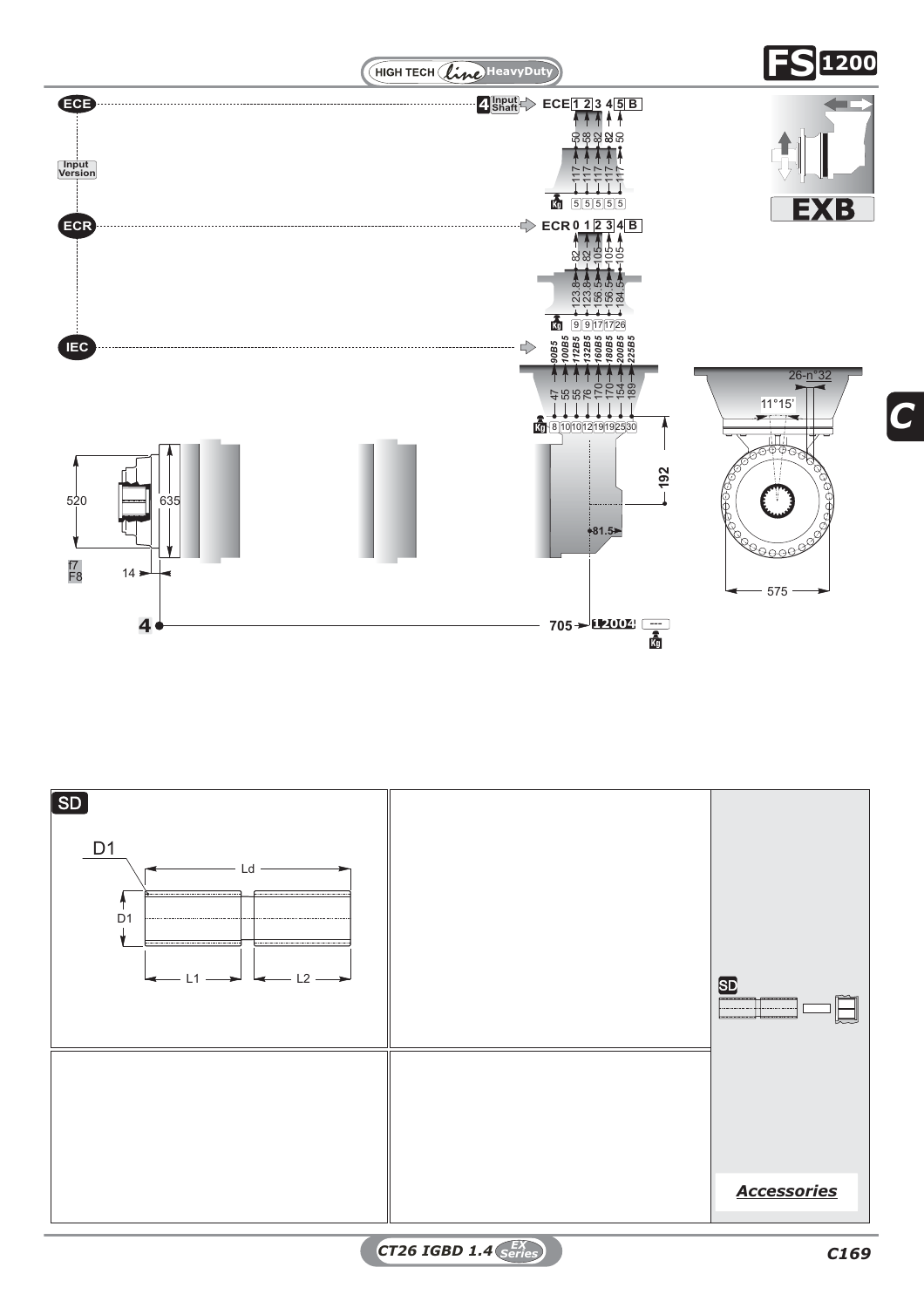# FS 1200

**EXB**

**ECE** — Input Version — 4 Input Shaft ➔ ECE

| ECE | 1 | 2 | 3 | 4 | 5 | B |
|---|---|---|---|---|---|---|
| | 50 | 58 | 82 | 82 | 50 | |
| | 117 | 117 | 117 | 117 | 117 | |
| Kg | 5 | 5 | 5 | 5 | 5 | |

**ECR**

| ECR | 0 | 1 | 2 | 3 | 4 | B |
|---|---|---|---|---|---|---|
| | 82 | 82 | 105 | 105 | 105 | |
| | 123.8 | 123.8 | 156.5 | 156.5 | 184.5 | |
| Kg | 9 | 9 | 17 | 17 | 26 | |

**IEC**

| IEC | 90B5 | 100B5 | 112B5 | 132B5 | 160B5 | 180B5 | 200B5 | 225B5 |
|---|---|---|---|---|---|---|---|---|
| | 47 | 55 | 55 | 76 | 170 | 170 | 154 | 189 |
| Kg | 8 | 10 | 10 | 12 | 19 | 19 | 25 | 30 |

520, 635, f7, F8, 14, 192, 81.5, 26-n°32, 11°15', 575

4 — 705 ➔ 12004 — Kg

**SD**

D1, Ld, L1, L2

*Accessories*

CT26 IGBD 1.4 EX Series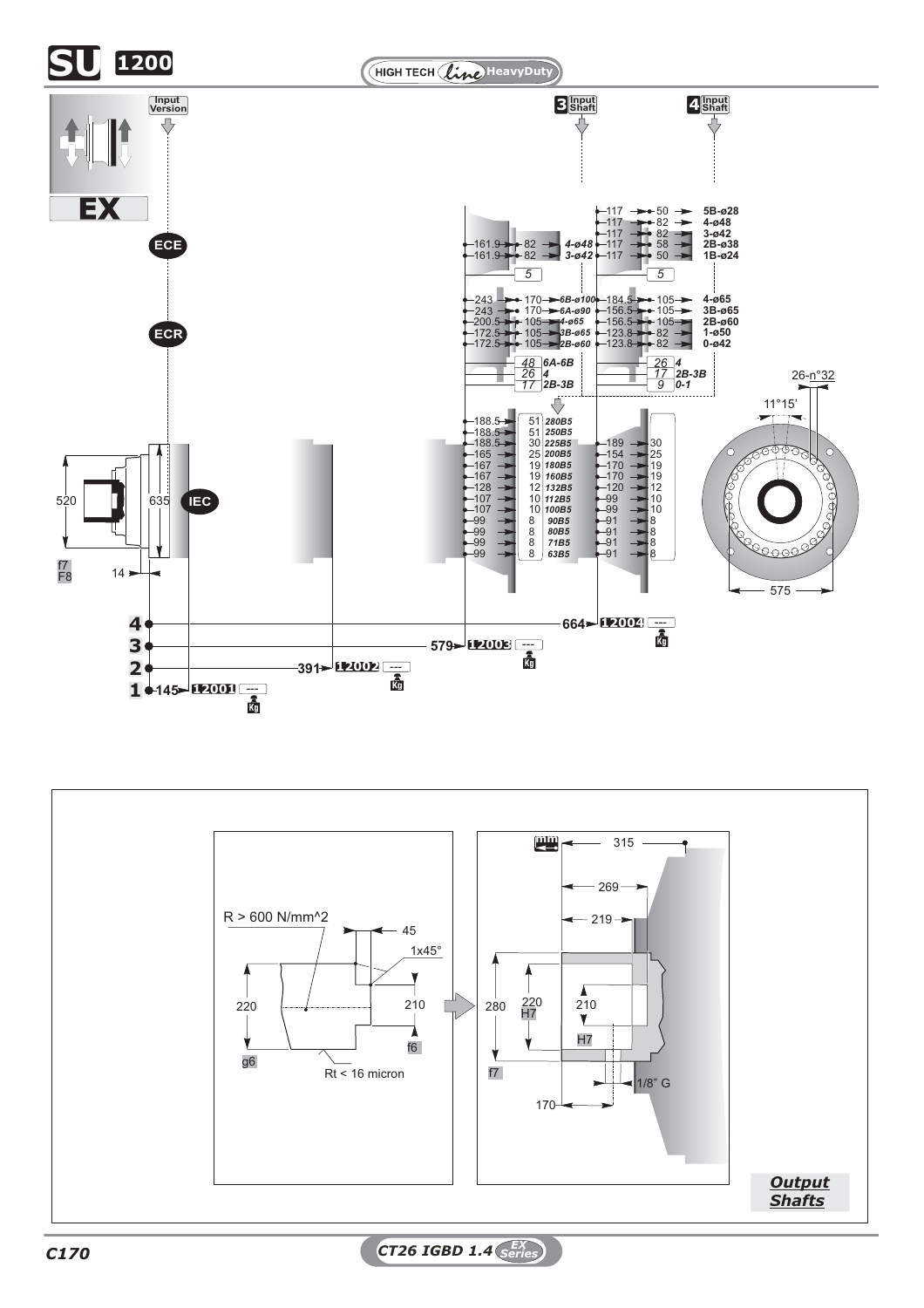# SU 1200

HIGH TECH line HeavyDuty

**EX**

Input Version

3 Input Shaft

4 Input Shaft

ECE

ECR

IEC

| | | |
|---|---|---|
| 161.9 | 82 | 4-ø48 |
| 161.9 | 82 | 3-ø42 |
| | 5 | |

| | | |
|---|---|---|
| 117 | 50 | 5B-ø28 |
| 117 | 82 | 4-ø48 |
| 117 | 82 | 3-ø42 |
| 117 | 58 | 2B-ø38 |
| 117 | 50 | 1B-ø24 |
| | 5 | |

| | | |
|---|---|---|
| 243 | 170 | 6B-ø100 |
| 243 | 170 | 6A-ø90 |
| 200.5 | 105 | 4-ø65 |
| 172.5 | 105 | 3B-ø65 |
| 172.5 | 105 | 2B-ø60 |
| | 48 | 6A-6B |
| | 26 | 4 |
| | 17 | 2B-3B |

| | | |
|---|---|---|
| 184.5 | 105 | 4-ø65 |
| 156.5 | 105 | 3B-ø65 |
| 156.5 | 105 | 2B-ø60 |
| 123.8 | 82 | 1-ø50 |
| 123.8 | 82 | 0-ø42 |
| | 26 | 4 |
| | 17 | 2B-3B |
| | 9 | 0-1 |

| | | | | |
|---|---|---|---|---|
| 188.5 | 51 | 280B5 | | |
| 188.5 | 51 | 250B5 | | |
| 188.5 | 30 | 225B5 | 189 | 30 |
| 165 | 25 | 200B5 | 154 | 25 |
| 167 | 19 | 180B5 | 170 | 19 |
| 167 | 19 | 160B5 | 170 | 19 |
| 128 | 12 | 132B5 | 120 | 12 |
| 107 | 10 | 112B5 | 99 | 10 |
| 107 | 10 | 100B5 | 99 | 10 |
| 99 | 8 | 90B5 | 91 | 8 |
| 99 | 8 | 80B5 | 91 | 8 |
| 99 | 8 | 71B5 | 91 | 8 |
| 99 | 8 | 63B5 | 91 | 8 |

520, 635, 14, f7, F8

26-n°32, 11°15', 575

| | | | |
|---|---|---|---|
| 4 | 664 | 12004 | --- Kg |
| 3 | 579 | 12003 | --- Kg |
| 2 | 391 | 12002 | --- Kg |
| 1 | 145 | 12001 | --- Kg |

R > 600 N/mm^2, 45, 1x45°, 220, 210, f6, g6, Rt < 16 micron

mm 315, 269, 219, 280, 220 H7, 210, H7, f7, 1/8" G, 170

**Output Shafts**

C170

CT26 IGBD 1.4 EX Series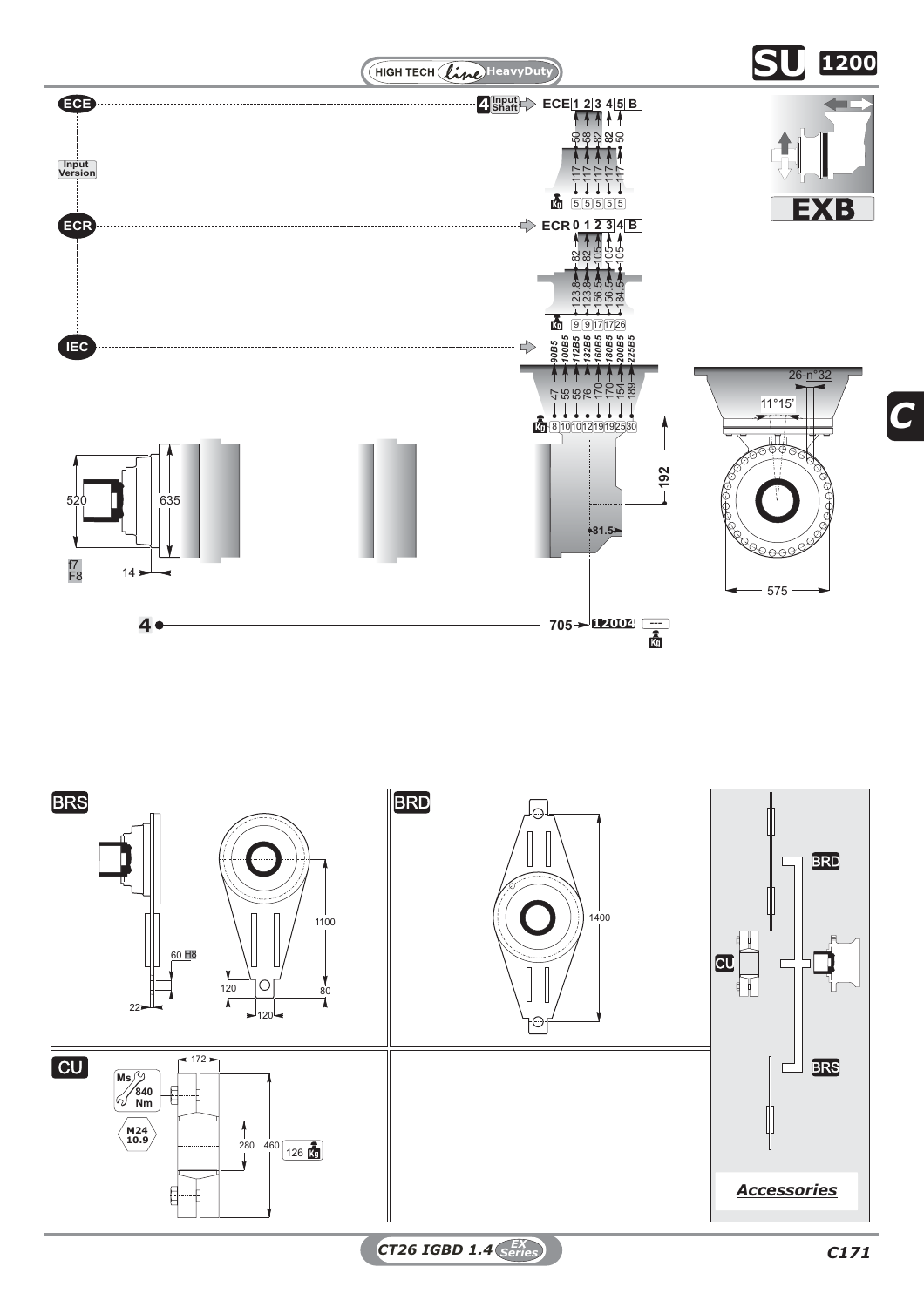# SU 1200

HIGH TECH line HeavyDuty

## EXB

**ECE** — Input Version — 4 Input Shaft → ECE 1 2 3 4 5 B

| ECE | 1 | 2 | 3 | 4 | 5 |
|---|---|---|---|---|---|
| | 50 | 58 | 82 | 82 | 50 |
| | 117 | 117 | 117 | 117 | 117 |
| Kg | 5 | 5 | 5 | 5 | 5 |

**ECR** → ECR 0 1 2 3 4 B

| ECR | 0 | 1 | 2 | 3 | 4 |
|---|---|---|---|---|---|
| | 82 | 82 | 105 | 105 | 105 |
| | 123.8 | 123.8 | 156.5 | 156.5 | 184.5 |
| Kg | 9 | 9 | 17 | 17 | 26 |

**IEC**

| IEC | 90B5 | 100B5 | 112B5 | 132B5 | 160B5 | 180B5 | 200B5 | 225B5 |
|---|---|---|---|---|---|---|---|---|
| | 47 | 55 | 55 | 76 | 170 | 170 | 154 | 189 |
| Kg | 8 | 10 | 10 | 12 | 19 | 19 | 25 | 30 |

Dimensions: 520 f7 / F8, 635, 14, 192, 81.5, 575, 26-n°32, 11°15'

4 — 705 → 12004 — Kg ---

C

## BRS

60 H8, 22, 1100, 120, 80, 120

## BRD

1400

## CU

Ms 840 Nm, M24 10.9, 172, 280, 460, 126 Kg

## Accessories

BRD, CU, BRS

CT26 IGBD 1.4 EX Series